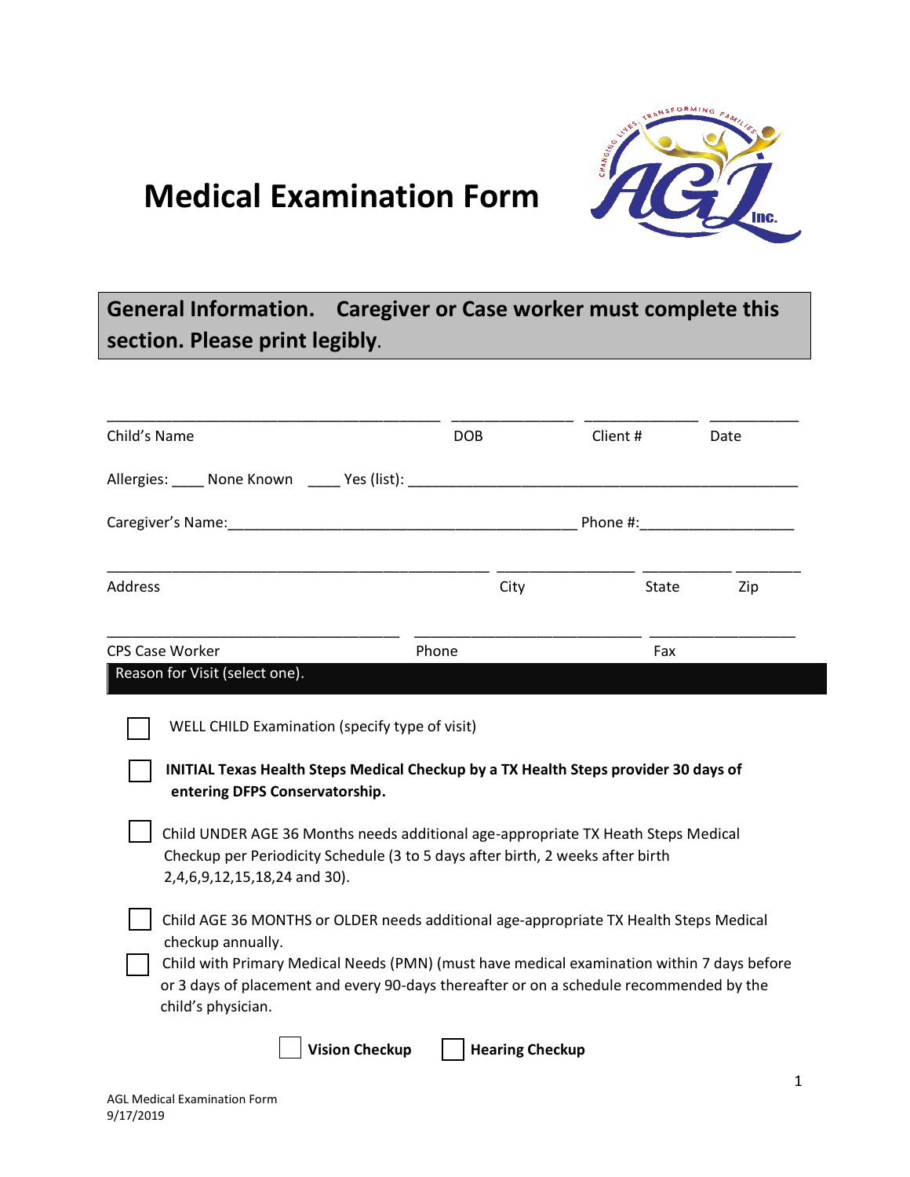# Medical Examination Form

## General Information. Caregiver or Case worker must complete this section. Please print legibly.

_________________________________________ _______________ ______________ ___________
Child's Name DOB Client # Date

Allergies: ____ None Known ____ Yes (list): ______________________________________________

Caregiver's Name:__________________________________________ Phone #:___________________

______________________________________________ _________________ ___________ ________
Address City State Zip

____________________________________ ____________________________ __________________
CPS Case Worker Phone Fax

**Reason for Visit (select one).**

☐ WELL CHILD Examination (specify type of visit)

☐ **INITIAL Texas Health Steps Medical Checkup by a TX Health Steps provider 30 days of entering DFPS Conservatorship.**

☐ Child UNDER AGE 36 Months needs additional age-appropriate TX Heath Steps Medical Checkup per Periodicity Schedule (3 to 5 days after birth, 2 weeks after birth 2,4,6,9,12,15,18,24 and 30).

☐ Child AGE 36 MONTHS or OLDER needs additional age-appropriate TX Health Steps Medical checkup annually.

☐ Child with Primary Medical Needs (PMN) (must have medical examination within 7 days before or 3 days of placement and every 90-days thereafter or on a schedule recommended by the child's physician.

☐ **Vision Checkup** ☐ **Hearing Checkup**

AGL Medical Examination Form
9/17/2019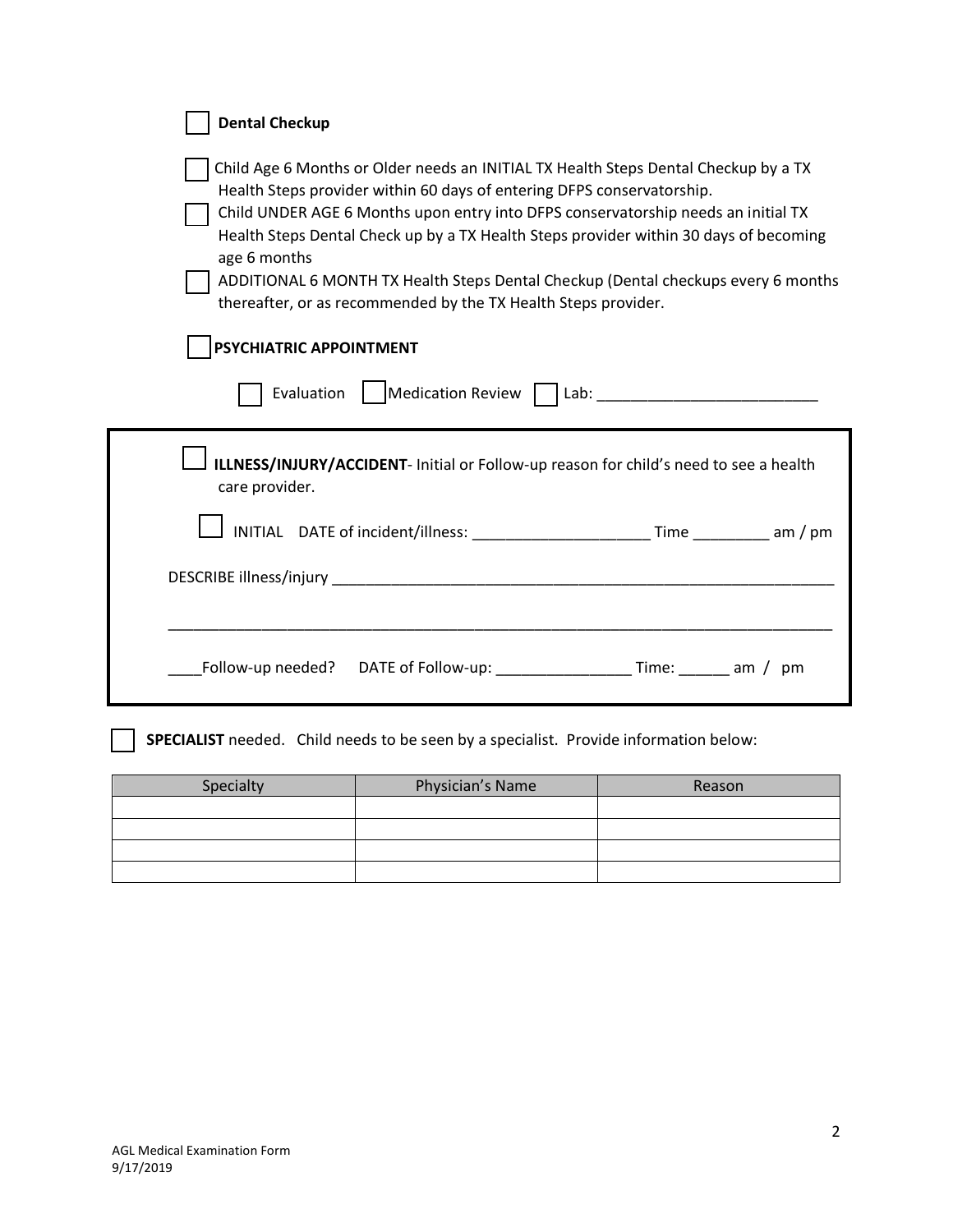☐ **Dental Checkup**

☐ Child Age 6 Months or Older needs an INITIAL TX Health Steps Dental Checkup by a TX Health Steps provider within 60 days of entering DFPS conservatorship.

☐ Child UNDER AGE 6 Months upon entry into DFPS conservatorship needs an initial TX Health Steps Dental Check up by a TX Health Steps provider within 30 days of becoming age 6 months

☐ ADDITIONAL 6 MONTH TX Health Steps Dental Checkup (Dental checkups every 6 months thereafter, or as recommended by the TX Health Steps provider.

☐ **PSYCHIATRIC APPOINTMENT**

☐ Evaluation ☐ Medication Review ☐ Lab: ___________________________

☐ **ILLNESS/INJURY/ACCIDENT**- Initial or Follow-up reason for child's need to see a health care provider.

☐ INITIAL DATE of incident/illness: _____________________ Time _________ am / pm

DESCRIBE illness/injury _______________________________________________________________

_____________________________________________________________________________________

____Follow-up needed? DATE of Follow-up: ________________ Time: ______ am / pm

☐ **SPECIALIST** needed. Child needs to be seen by a specialist. Provide information below:

| Specialty | Physician's Name | Reason |
| --- | --- | --- |
| | | |
| | | |
| | | |
| | | |

AGL Medical Examination Form
9/17/2019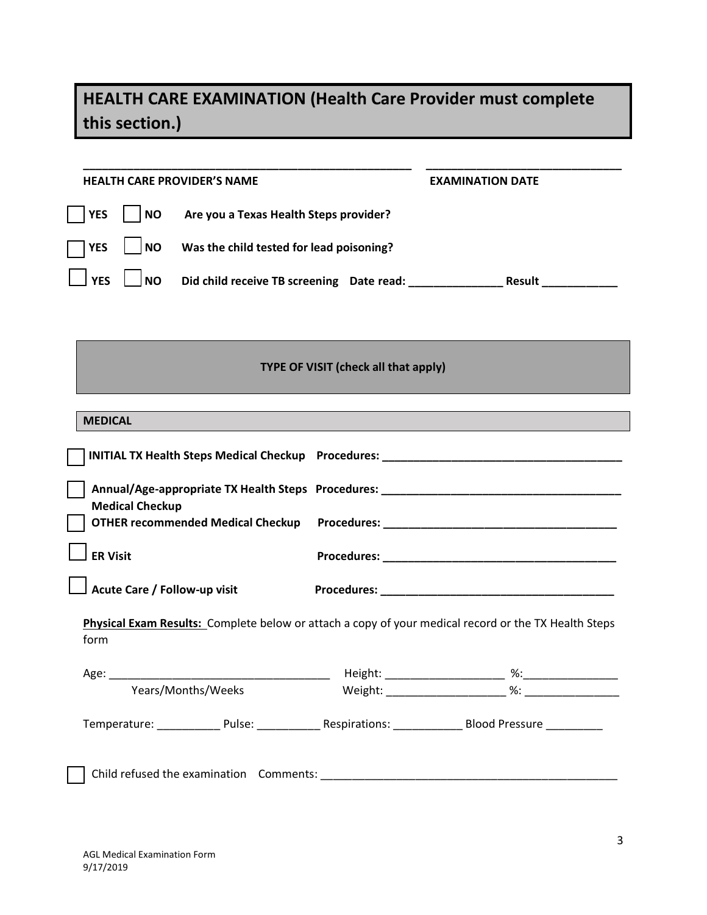## HEALTH CARE EXAMINATION (Health Care Provider must complete this section.)

\_\_\_\_\_\_\_\_\_\_\_\_\_\_\_\_\_\_\_\_\_\_\_\_\_\_\_\_\_\_\_\_\_\_\_\_\_\_\_\_\_\_\_\_ \_\_\_\_\_\_\_\_\_\_\_\_\_\_\_\_\_\_\_\_\_\_\_\_\_\_\_\_

**HEALTH CARE PROVIDER'S NAME** **EXAMINATION DATE**

☐ **YES** ☐ **NO** **Are you a Texas Health Steps provider?**

☐ **YES** ☐ **NO** **Was the child tested for lead poisoning?**

☐ **YES** ☐ **NO** **Did child receive TB screening Date read: \_\_\_\_\_\_\_\_\_\_\_\_\_\_\_ Result \_\_\_\_\_\_\_\_\_\_\_\_**

### TYPE OF VISIT (check all that apply)

#### MEDICAL

☐ **INITIAL TX Health Steps Medical Checkup Procedures: \_\_\_\_\_\_\_\_\_\_\_\_\_\_\_\_\_\_\_\_\_\_\_\_\_\_\_\_\_\_\_\_\_\_\_\_\_\_**

☐ **Annual/Age-appropriate TX Health Steps Medical Checkup Procedures: \_\_\_\_\_\_\_\_\_\_\_\_\_\_\_\_\_\_\_\_\_\_\_\_\_\_\_\_\_\_\_\_\_\_\_\_\_\_**

☐ **OTHER recommended Medical Checkup Procedures: \_\_\_\_\_\_\_\_\_\_\_\_\_\_\_\_\_\_\_\_\_\_\_\_\_\_\_\_\_\_\_\_\_\_\_\_\_**

☐ **ER Visit Procedures: \_\_\_\_\_\_\_\_\_\_\_\_\_\_\_\_\_\_\_\_\_\_\_\_\_\_\_\_\_\_\_\_\_\_\_\_\_**

☐ **Acute Care / Follow-up visit Procedures: \_\_\_\_\_\_\_\_\_\_\_\_\_\_\_\_\_\_\_\_\_\_\_\_\_\_\_\_\_\_\_\_\_\_\_\_\_**

**Physical Exam Results:** Complete below or attach a copy of your medical record or the TX Health Steps form

Age: \_\_\_\_\_\_\_\_\_\_\_\_\_\_\_\_\_\_\_\_\_\_\_\_\_\_\_\_\_\_\_\_\_\_\_ Height: \_\_\_\_\_\_\_\_\_\_\_\_\_\_\_\_\_\_\_ %:\_\_\_\_\_\_\_\_\_\_\_\_\_\_\_
Years/Months/Weeks Weight: \_\_\_\_\_\_\_\_\_\_\_\_\_\_\_\_\_\_\_ %: \_\_\_\_\_\_\_\_\_\_\_\_\_\_\_

Temperature: \_\_\_\_\_\_\_\_\_\_ Pulse: \_\_\_\_\_\_\_\_\_\_ Respirations: \_\_\_\_\_\_\_\_\_\_\_ Blood Pressure \_\_\_\_\_\_\_\_\_

☐ Child refused the examination Comments: \_\_\_\_\_\_\_\_\_\_\_\_\_\_\_\_\_\_\_\_\_\_\_\_\_\_\_\_\_\_\_\_\_\_\_\_\_\_\_\_\_\_\_\_\_\_\_\_

AGL Medical Examination Form
9/17/2019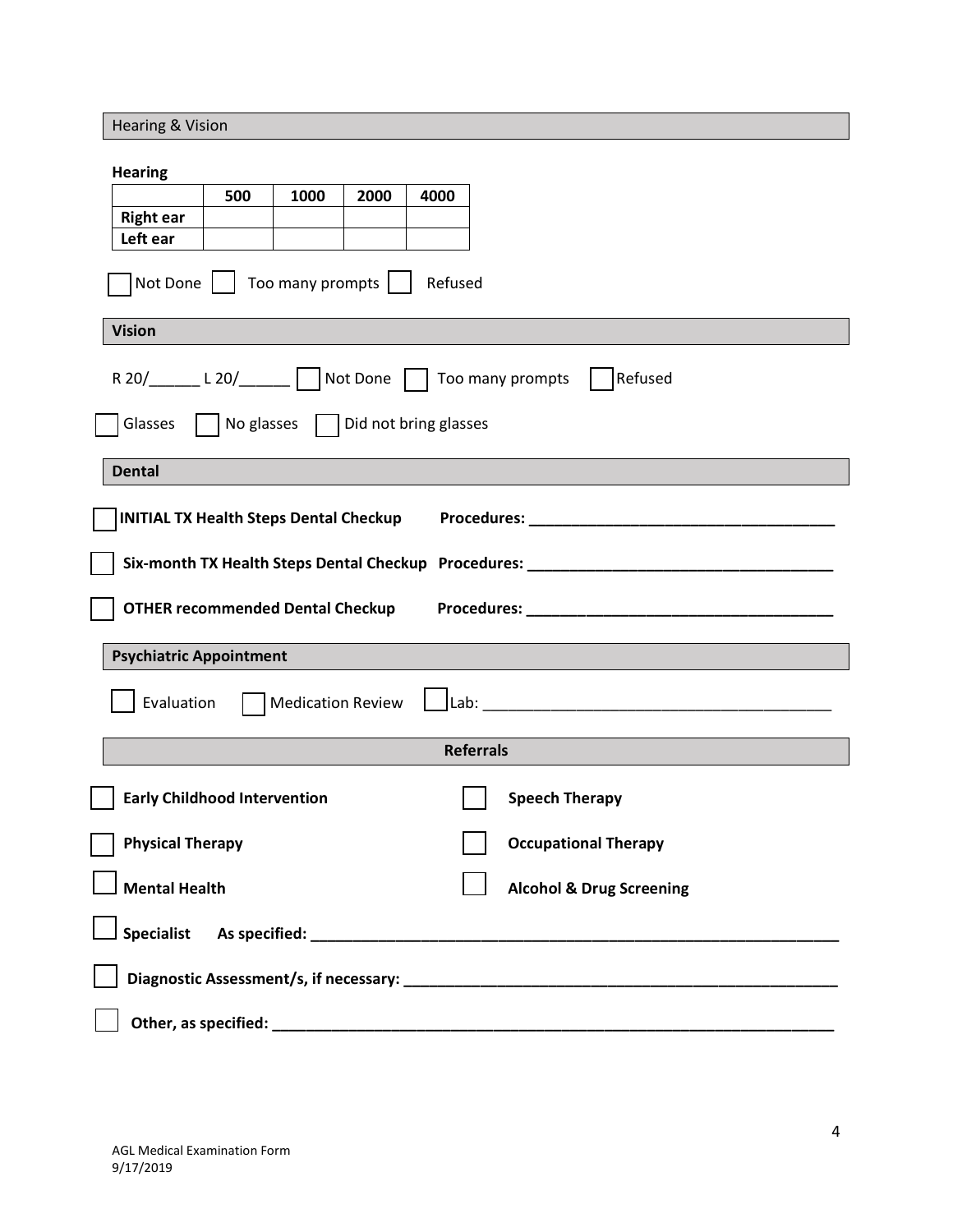## Hearing & Vision

**Hearing**

| | 500 | 1000 | 2000 | 4000 |
|---|---|---|---|---|
| **Right ear** | | | | |
| **Left ear** | | | | |

☐ Not Done ☐ Too many prompts ☐ Refused

## Vision

R 20/______ L 20/______ ☐ Not Done ☐ Too many prompts ☐ Refused

☐ Glasses ☐ No glasses ☐ Did not bring glasses

## Dental

☐ **INITIAL TX Health Steps Dental Checkup** **Procedures: ____________________________________**

☐ **Six-month TX Health Steps Dental Checkup** **Procedures: ____________________________________**

☐ **OTHER recommended Dental Checkup** **Procedures: ____________________________________**

## Psychiatric Appointment

☐ Evaluation ☐ Medication Review ☐ Lab: ________________________________________

## Referrals

☐ **Early Childhood Intervention** ☐ **Speech Therapy**

☐ **Physical Therapy** ☐ **Occupational Therapy**

☐ **Mental Health** ☐ **Alcohol & Drug Screening**

☐ **Specialist As specified: ______________________________________________________________**

☐ **Diagnostic Assessment/s, if necessary: ___________________________________________________**

☐ **Other, as specified: ___________________________________________________________________**

AGL Medical Examination Form
9/17/2019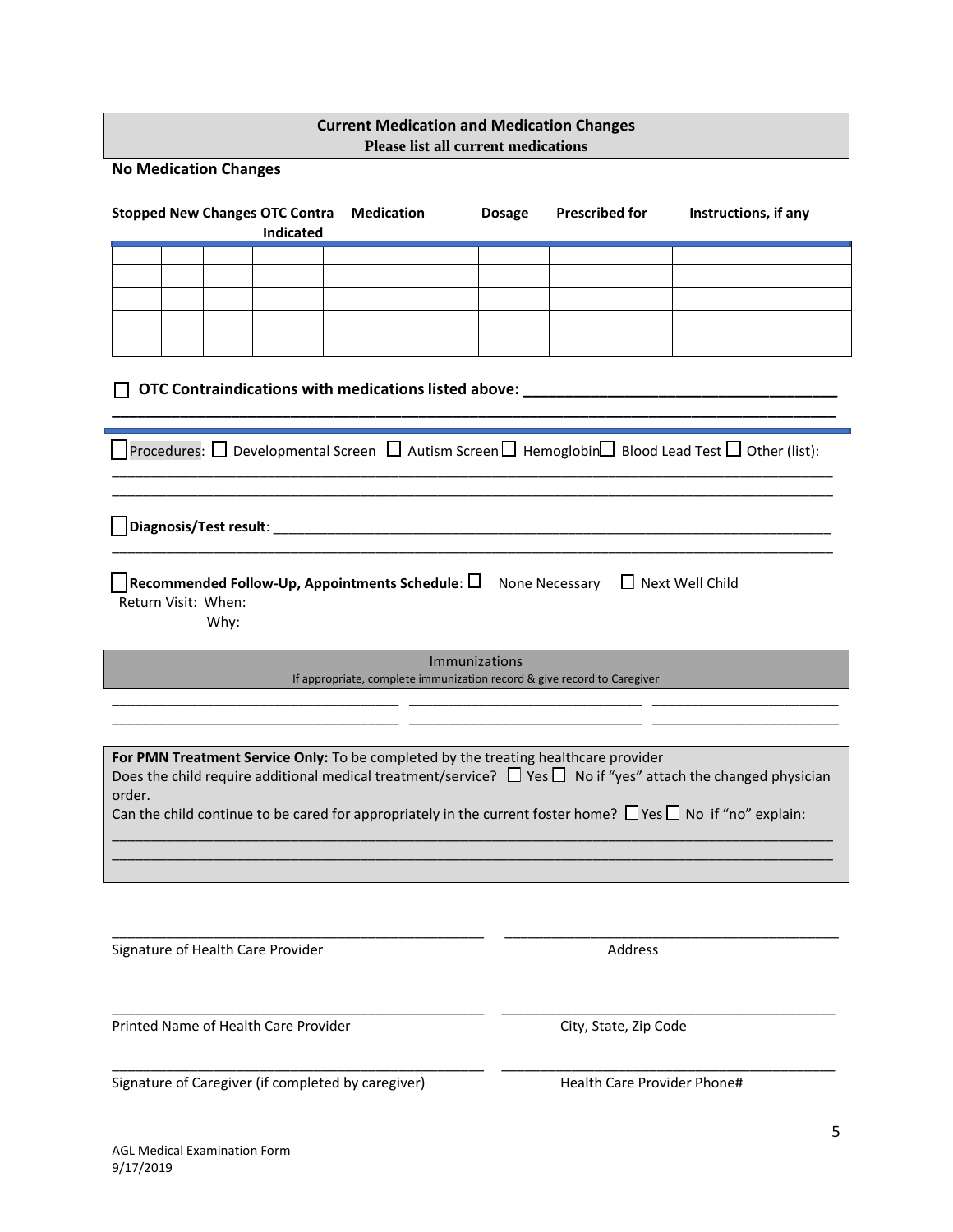## Current Medication and Medication Changes

**Please list all current medications**

**No Medication Changes**

| Stopped | New | Changes | OTC Contra Indicated | Medication | Dosage | Prescribed for | Instructions, if any |
|---|---|---|---|---|---|---|---|
| | | | | | | | |
| | | | | | | | |
| | | | | | | | |
| | | | | | | | |
| | | | | | | | |

☐ **OTC Contraindications with medications listed above:** ______________________________________
______________________________________________________________________________

☐ Procedures: ☐ Developmental Screen ☐ Autism Screen ☐ Hemoglobin ☐ Blood Lead Test ☐ Other (list):
______________________________________________________________________________
______________________________________________________________________________

☐ **Diagnosis/Test result**: ________________________________________________________________
______________________________________________________________________________

☐ **Recommended Follow-Up, Appointments Schedule**: ☐ None Necessary ☐ Next Well Child

Return Visit: When:

Why:

## Immunizations

If appropriate, complete immunization record & give record to Caregiver

____________________________ ____________________________ ____________________________
____________________________ ____________________________ ____________________________

**For PMN Treatment Service Only:** To be completed by the treating healthcare provider

Does the child require additional medical treatment/service? ☐ Yes ☐ No if "yes" attach the changed physician order.

Can the child continue to be cared for appropriately in the current foster home? ☐ Yes ☐ No if "no" explain:
______________________________________________________________________________
______________________________________________________________________________

________________________________________ ________________________________________
Signature of Health Care Provider — Address

________________________________________ ________________________________________
Printed Name of Health Care Provider — City, State, Zip Code

________________________________________ ________________________________________
Signature of Caregiver (if completed by caregiver) — Health Care Provider Phone#

AGL Medical Examination Form
9/17/2019